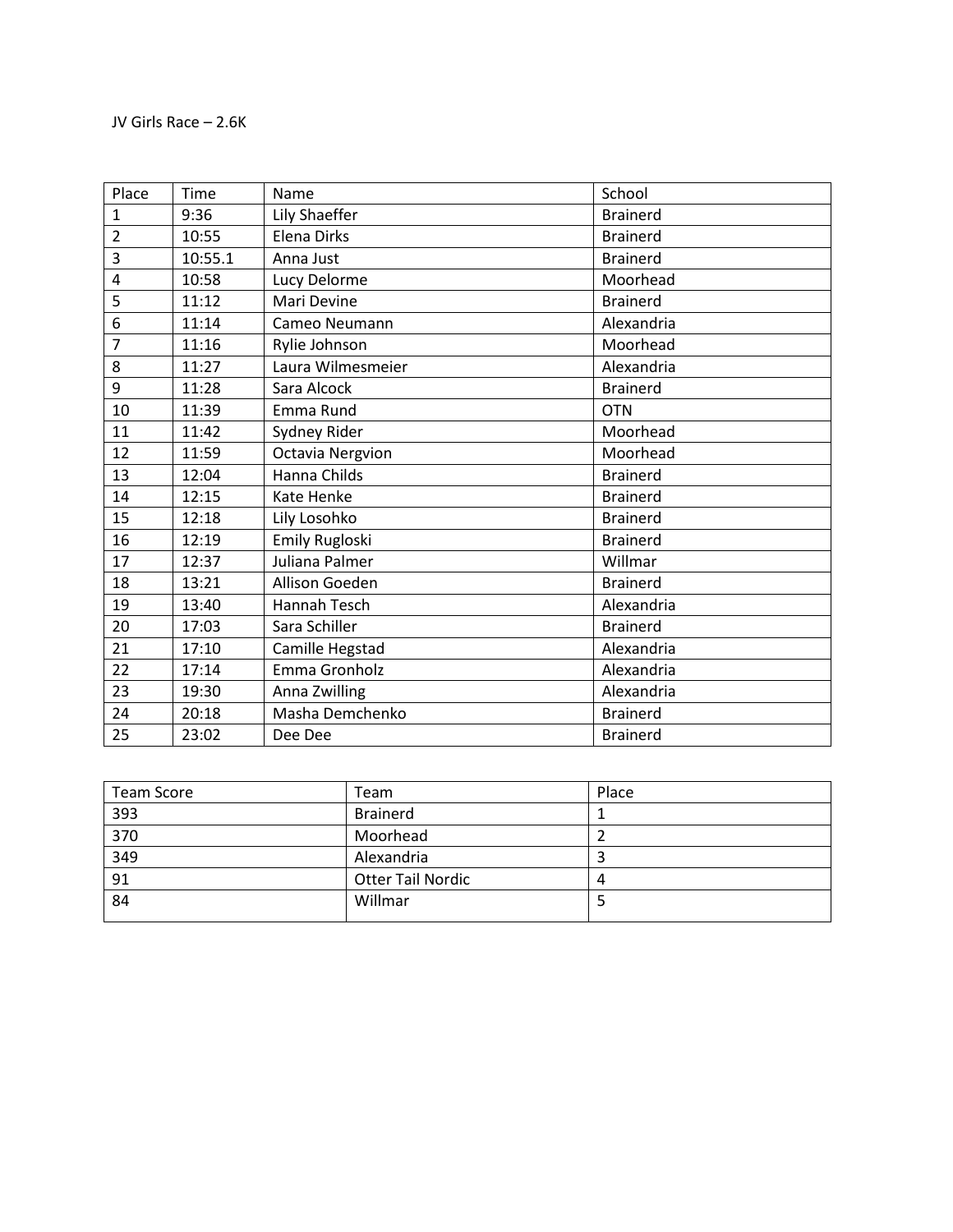JV Girls Race – 2.6K

| Place | Time | Name | School |
|---|---|---|---|
| 1 | 9:36 | Lily Shaeffer | Brainerd |
| 2 | 10:55 | Elena Dirks | Brainerd |
| 3 | 10:55.1 | Anna Just | Brainerd |
| 4 | 10:58 | Lucy Delorme | Moorhead |
| 5 | 11:12 | Mari Devine | Brainerd |
| 6 | 11:14 | Cameo Neumann | Alexandria |
| 7 | 11:16 | Rylie Johnson | Moorhead |
| 8 | 11:27 | Laura Wilmesmeier | Alexandria |
| 9 | 11:28 | Sara Alcock | Brainerd |
| 10 | 11:39 | Emma Rund | OTN |
| 11 | 11:42 | Sydney Rider | Moorhead |
| 12 | 11:59 | Octavia Nergvion | Moorhead |
| 13 | 12:04 | Hanna Childs | Brainerd |
| 14 | 12:15 | Kate Henke | Brainerd |
| 15 | 12:18 | Lily Losohko | Brainerd |
| 16 | 12:19 | Emily Rugloski | Brainerd |
| 17 | 12:37 | Juliana Palmer | Willmar |
| 18 | 13:21 | Allison Goeden | Brainerd |
| 19 | 13:40 | Hannah Tesch | Alexandria |
| 20 | 17:03 | Sara Schiller | Brainerd |
| 21 | 17:10 | Camille Hegstad | Alexandria |
| 22 | 17:14 | Emma Gronholz | Alexandria |
| 23 | 19:30 | Anna Zwilling | Alexandria |
| 24 | 20:18 | Masha Demchenko | Brainerd |
| 25 | 23:02 | Dee Dee | Brainerd |

| Team Score | Team | Place |
|---|---|---|
| 393 | Brainerd | 1 |
| 370 | Moorhead | 2 |
| 349 | Alexandria | 3 |
| 91 | Otter Tail Nordic | 4 |
| 84 | Willmar | 5 |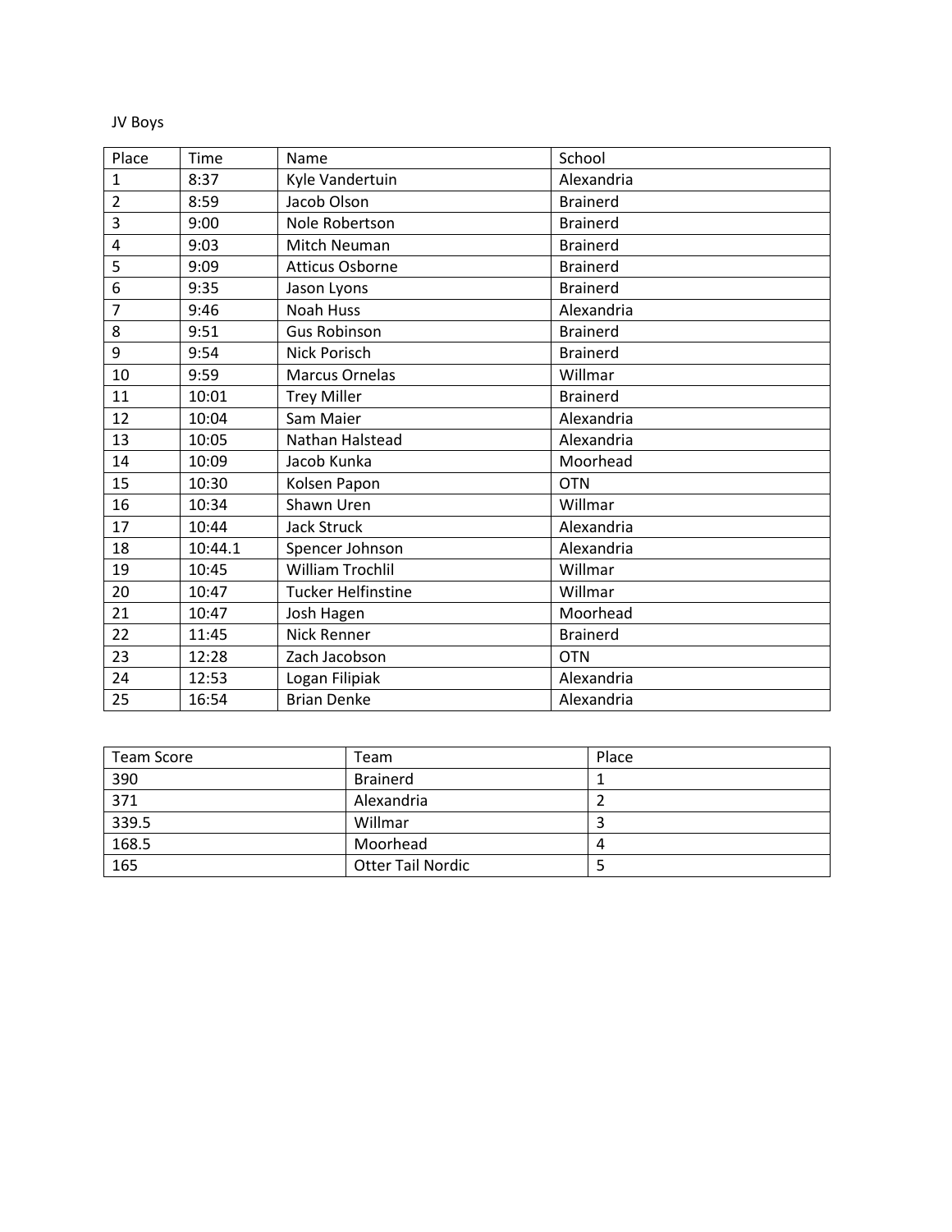JV Boys

| Place | Time | Name | School |
|---|---|---|---|
| 1 | 8:37 | Kyle Vandertuin | Alexandria |
| 2 | 8:59 | Jacob Olson | Brainerd |
| 3 | 9:00 | Nole Robertson | Brainerd |
| 4 | 9:03 | Mitch Neuman | Brainerd |
| 5 | 9:09 | Atticus Osborne | Brainerd |
| 6 | 9:35 | Jason Lyons | Brainerd |
| 7 | 9:46 | Noah Huss | Alexandria |
| 8 | 9:51 | Gus Robinson | Brainerd |
| 9 | 9:54 | Nick Porisch | Brainerd |
| 10 | 9:59 | Marcus Ornelas | Willmar |
| 11 | 10:01 | Trey Miller | Brainerd |
| 12 | 10:04 | Sam Maier | Alexandria |
| 13 | 10:05 | Nathan Halstead | Alexandria |
| 14 | 10:09 | Jacob Kunka | Moorhead |
| 15 | 10:30 | Kolsen Papon | OTN |
| 16 | 10:34 | Shawn Uren | Willmar |
| 17 | 10:44 | Jack Struck | Alexandria |
| 18 | 10:44.1 | Spencer Johnson | Alexandria |
| 19 | 10:45 | William Trochlil | Willmar |
| 20 | 10:47 | Tucker Helfinstine | Willmar |
| 21 | 10:47 | Josh Hagen | Moorhead |
| 22 | 11:45 | Nick Renner | Brainerd |
| 23 | 12:28 | Zach Jacobson | OTN |
| 24 | 12:53 | Logan Filipiak | Alexandria |
| 25 | 16:54 | Brian Denke | Alexandria |

| Team Score | Team | Place |
|---|---|---|
| 390 | Brainerd | 1 |
| 371 | Alexandria | 2 |
| 339.5 | Willmar | 3 |
| 168.5 | Moorhead | 4 |
| 165 | Otter Tail Nordic | 5 |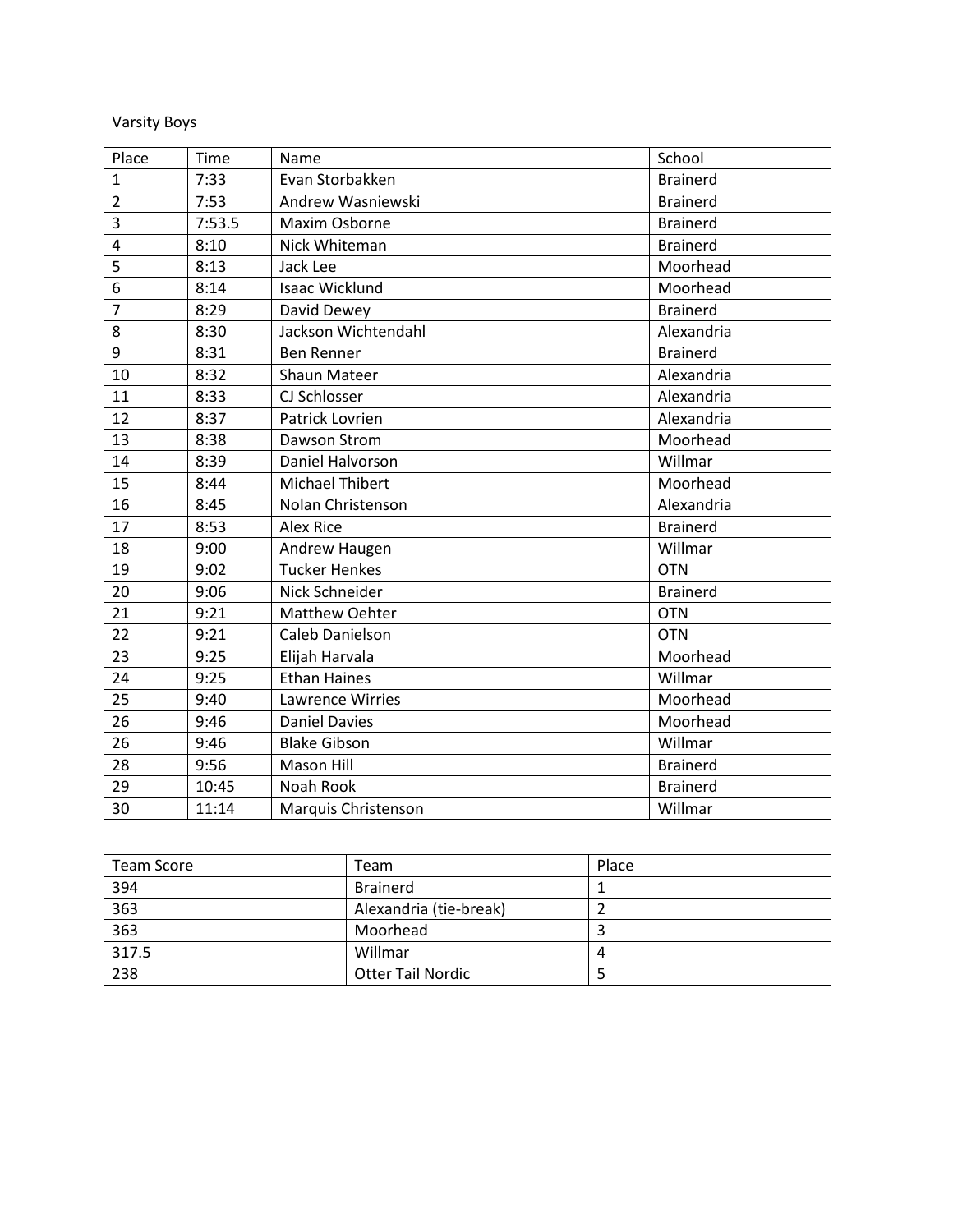Varsity Boys

| Place | Time | Name | School |
|---|---|---|---|
| 1 | 7:33 | Evan Storbakken | Brainerd |
| 2 | 7:53 | Andrew Wasniewski | Brainerd |
| 3 | 7:53.5 | Maxim Osborne | Brainerd |
| 4 | 8:10 | Nick Whiteman | Brainerd |
| 5 | 8:13 | Jack Lee | Moorhead |
| 6 | 8:14 | Isaac Wicklund | Moorhead |
| 7 | 8:29 | David Dewey | Brainerd |
| 8 | 8:30 | Jackson Wichtendahl | Alexandria |
| 9 | 8:31 | Ben Renner | Brainerd |
| 10 | 8:32 | Shaun Mateer | Alexandria |
| 11 | 8:33 | CJ Schlosser | Alexandria |
| 12 | 8:37 | Patrick Lovrien | Alexandria |
| 13 | 8:38 | Dawson Strom | Moorhead |
| 14 | 8:39 | Daniel Halvorson | Willmar |
| 15 | 8:44 | Michael Thibert | Moorhead |
| 16 | 8:45 | Nolan Christenson | Alexandria |
| 17 | 8:53 | Alex Rice | Brainerd |
| 18 | 9:00 | Andrew Haugen | Willmar |
| 19 | 9:02 | Tucker Henkes | OTN |
| 20 | 9:06 | Nick Schneider | Brainerd |
| 21 | 9:21 | Matthew Oehter | OTN |
| 22 | 9:21 | Caleb Danielson | OTN |
| 23 | 9:25 | Elijah Harvala | Moorhead |
| 24 | 9:25 | Ethan Haines | Willmar |
| 25 | 9:40 | Lawrence Wirries | Moorhead |
| 26 | 9:46 | Daniel Davies | Moorhead |
| 26 | 9:46 | Blake Gibson | Willmar |
| 28 | 9:56 | Mason Hill | Brainerd |
| 29 | 10:45 | Noah Rook | Brainerd |
| 30 | 11:14 | Marquis Christenson | Willmar |

| Team Score | Team | Place |
|---|---|---|
| 394 | Brainerd | 1 |
| 363 | Alexandria (tie-break) | 2 |
| 363 | Moorhead | 3 |
| 317.5 | Willmar | 4 |
| 238 | Otter Tail Nordic | 5 |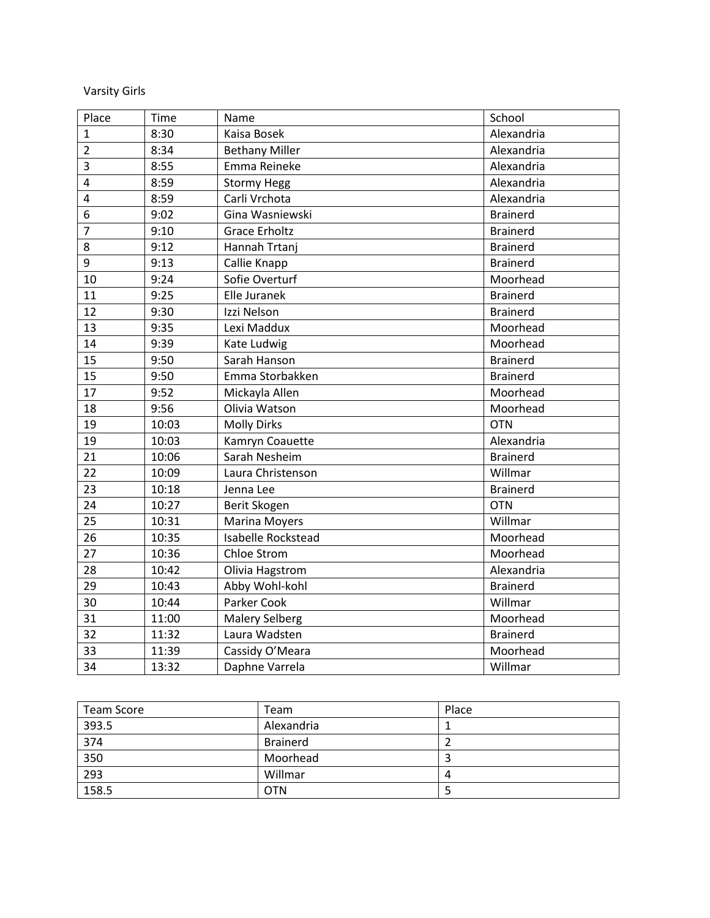Varsity Girls

| Place | Time | Name | School |
|---|---|---|---|
| 1 | 8:30 | Kaisa Bosek | Alexandria |
| 2 | 8:34 | Bethany Miller | Alexandria |
| 3 | 8:55 | Emma Reineke | Alexandria |
| 4 | 8:59 | Stormy Hegg | Alexandria |
| 4 | 8:59 | Carli Vrchota | Alexandria |
| 6 | 9:02 | Gina Wasniewski | Brainerd |
| 7 | 9:10 | Grace Erholtz | Brainerd |
| 8 | 9:12 | Hannah Trtanj | Brainerd |
| 9 | 9:13 | Callie Knapp | Brainerd |
| 10 | 9:24 | Sofie Overturf | Moorhead |
| 11 | 9:25 | Elle Juranek | Brainerd |
| 12 | 9:30 | Izzi Nelson | Brainerd |
| 13 | 9:35 | Lexi Maddux | Moorhead |
| 14 | 9:39 | Kate Ludwig | Moorhead |
| 15 | 9:50 | Sarah Hanson | Brainerd |
| 15 | 9:50 | Emma Storbakken | Brainerd |
| 17 | 9:52 | Mickayla Allen | Moorhead |
| 18 | 9:56 | Olivia Watson | Moorhead |
| 19 | 10:03 | Molly Dirks | OTN |
| 19 | 10:03 | Kamryn Coauette | Alexandria |
| 21 | 10:06 | Sarah Nesheim | Brainerd |
| 22 | 10:09 | Laura Christenson | Willmar |
| 23 | 10:18 | Jenna Lee | Brainerd |
| 24 | 10:27 | Berit Skogen | OTN |
| 25 | 10:31 | Marina Moyers | Willmar |
| 26 | 10:35 | Isabelle Rockstead | Moorhead |
| 27 | 10:36 | Chloe Strom | Moorhead |
| 28 | 10:42 | Olivia Hagstrom | Alexandria |
| 29 | 10:43 | Abby Wohl-kohl | Brainerd |
| 30 | 10:44 | Parker Cook | Willmar |
| 31 | 11:00 | Malery Selberg | Moorhead |
| 32 | 11:32 | Laura Wadsten | Brainerd |
| 33 | 11:39 | Cassidy O'Meara | Moorhead |
| 34 | 13:32 | Daphne Varrela | Willmar |

| Team Score | Team | Place |
|---|---|---|
| 393.5 | Alexandria | 1 |
| 374 | Brainerd | 2 |
| 350 | Moorhead | 3 |
| 293 | Willmar | 4 |
| 158.5 | OTN | 5 |